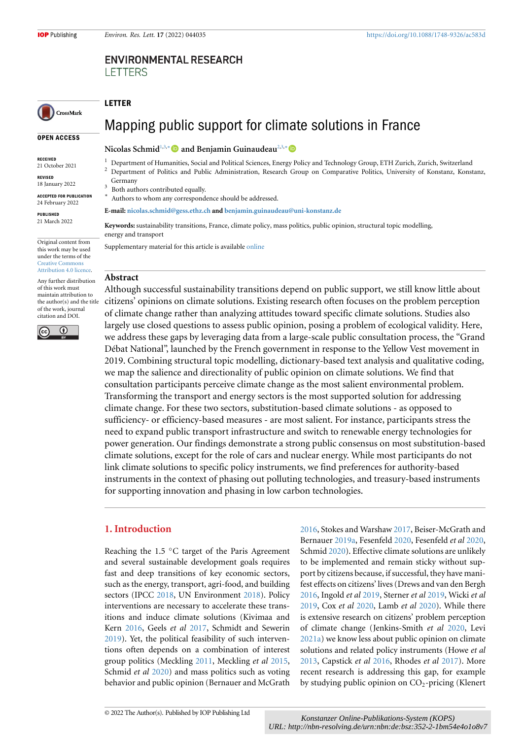ENVIRONMENTAL RESEARCH LETTERS

LETTER

OPEN ACCESS

RECEIVED
21 October 2021

REVISED
18 January 2022

ACCEPTED FOR PUBLICATION
24 February 2022

PUBLISHED
21 March 2022

Original content from this work may be used under the terms of the Creative Commons Attribution 4.0 licence.

Any further distribution of this work must maintain attribution to the author(s) and the title of the work, journal citation and DOI.

# Mapping public support for climate solutions in France

**Nicolas Schmid**[1,3,*] and **Benjamin Guinaudeau**[2,3,*]

[1] Department of Humanities, Social and Political Sciences, Energy Policy and Technology Group, ETH Zurich, Zurich, Switzerland
[2] Department of Politics and Public Administration, Research Group on Comparative Politics, University of Konstanz, Konstanz, Germany
[3] Both authors contributed equally.
[*] Authors to whom any correspondence should be addressed.

**E-mail:** nicolas.schmid@gess.ethz.ch and benjamin.guinaudeau@uni-konstanz.de

**Keywords:** sustainability transitions, France, climate policy, mass politics, public opinion, structural topic modelling, energy and transport

Supplementary material for this article is available online

## Abstract

Although successful sustainability transitions depend on public support, we still know little about citizens' opinions on climate solutions. Existing research often focuses on the problem perception of climate change rather than analyzing attitudes toward specific climate solutions. Studies also largely use closed questions to assess public opinion, posing a problem of ecological validity. Here, we address these gaps by leveraging data from a large-scale public consultation process, the "Grand Débat National", launched by the French government in response to the Yellow Vest movement in 2019. Combining structural topic modelling, dictionary-based text analysis and qualitative coding, we map the salience and directionality of public opinion on climate solutions. We find that consultation participants perceive climate change as the most salient environmental problem. Transforming the transport and energy sectors is the most supported solution for addressing climate change. For these two sectors, substitution-based climate solutions - as opposed to sufficiency- or efficiency-based measures - are most salient. For instance, participants stress the need to expand public transport infrastructure and switch to renewable energy technologies for power generation. Our findings demonstrate a strong public consensus on most substitution-based climate solutions, except for the role of cars and nuclear energy. While most participants do not link climate solutions to specific policy instruments, we find preferences for authority-based instruments in the context of phasing out polluting technologies, and treasury-based instruments for supporting innovation and phasing in low carbon technologies.

## 1. Introduction

Reaching the 1.5 °C target of the Paris Agreement and several sustainable development goals requires fast and deep transitions of key economic sectors, such as the energy, transport, agri-food, and building sectors (IPCC 2018, UN Environment 2018). Policy interventions are necessary to accelerate these transitions and induce climate solutions (Kivimaa and Kern 2016, Geels *et al* 2017, Schmidt and Sewerin 2019). Yet, the political feasibility of such interventions often depends on a combination of interest group politics (Meckling 2011, Meckling *et al* 2015, Schmid *et al* 2020) and mass politics such as voting behavior and public opinion (Bernauer and McGrath 2016, Stokes and Warshaw 2017, Beiser-McGrath and Bernauer 2019a, Fesenfeld 2020, Fesenfeld *et al* 2020, Schmid 2020). Effective climate solutions are unlikely to be implemented and remain sticky without support by citizens because, if successful, they have manifest effects on citizens' lives (Drews and van den Bergh 2016, Ingold *et al* 2019, Sterner *et al* 2019, Wicki *et al* 2019, Cox *et al* 2020, Lamb *et al* 2020). While there is extensive research on citizens' problem perception of climate change (Jenkins-Smith *et al* 2020, Levi 2021a) we know less about public opinion on climate solutions and related policy instruments (Howe *et al* 2013, Capstick *et al* 2016, Rhodes *et al* 2017). More recent research is addressing this gap, for example by studying public opinion on $CO_2$-pricing (Klenert

© 2022 The Author(s). Published by IOP Publishing Ltd

Konstanzer Online-Publikations-System (KOPS)
URL: http://nbn-resolving.de/urn:nbn:de:bsz:352-2-1bm54e4o1o8v7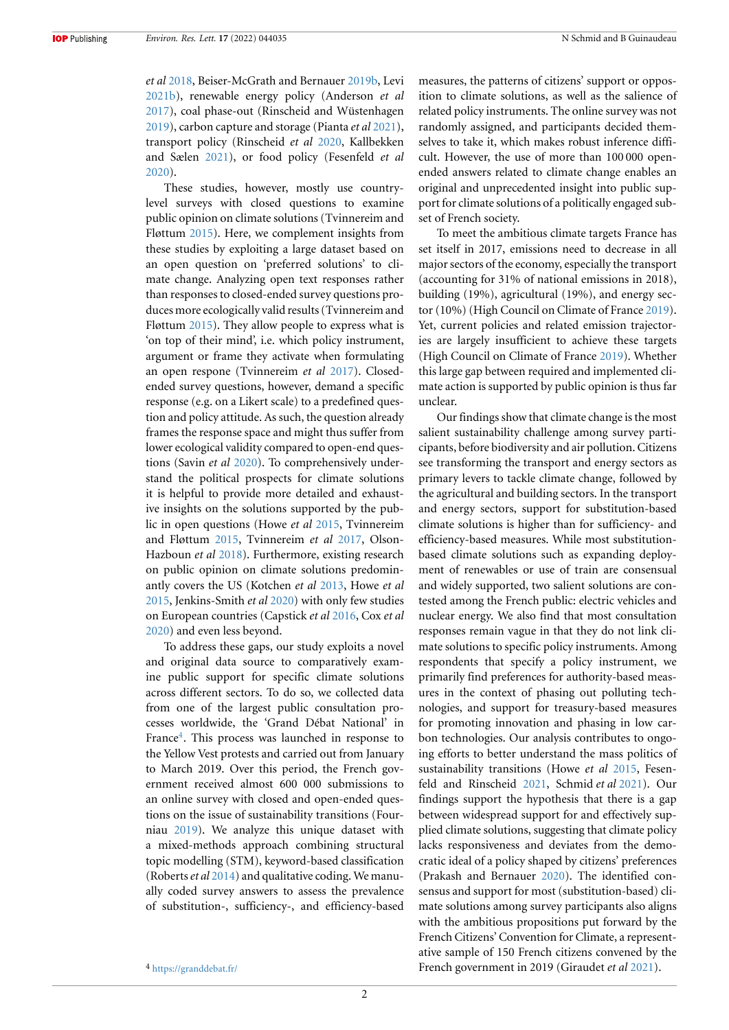*et al* 2018, Beiser-McGrath and Bernauer 2019b, Levi 2021b), renewable energy policy (Anderson *et al* 2017), coal phase-out (Rinscheid and Wüstenhagen 2019), carbon capture and storage (Pianta *et al* 2021), transport policy (Rinscheid *et al* 2020, Kallbekken and Sælen 2021), or food policy (Fesenfeld *et al* 2020).

These studies, however, mostly use country-level surveys with closed questions to examine public opinion on climate solutions (Tvinnereim and Fløttum 2015). Here, we complement insights from these studies by exploiting a large dataset based on an open question on 'preferred solutions' to climate change. Analyzing open text responses rather than responses to closed-ended survey questions produces more ecologically valid results (Tvinnereim and Fløttum 2015). They allow people to express what is 'on top of their mind', i.e. which policy instrument, argument or frame they activate when formulating an open respone (Tvinnereim *et al* 2017). Closed-ended survey questions, however, demand a specific response (e.g. on a Likert scale) to a predefined question and policy attitude. As such, the question already frames the response space and might thus suffer from lower ecological validity compared to open-end questions (Savin *et al* 2020). To comprehensively understand the political prospects for climate solutions it is helpful to provide more detailed and exhaustive insights on the solutions supported by the public in open questions (Howe *et al* 2015, Tvinnereim and Fløttum 2015, Tvinnereim *et al* 2017, Olson-Hazboun *et al* 2018). Furthermore, existing research on public opinion on climate solutions predominantly covers the US (Kotchen *et al* 2013, Howe *et al* 2015, Jenkins-Smith *et al* 2020) with only few studies on European countries (Capstick *et al* 2016, Cox *et al* 2020) and even less beyond.

To address these gaps, our study exploits a novel and original data source to comparatively examine public support for specific climate solutions across different sectors. To do so, we collected data from one of the largest public consultation processes worldwide, the 'Grand Débat National' in France[4]. This process was launched in response to the Yellow Vest protests and carried out from January to March 2019. Over this period, the French government received almost 600 000 submissions to an online survey with closed and open-ended questions on the issue of sustainability transitions (Fourniau 2019). We analyze this unique dataset with a mixed-methods approach combining structural topic modelling (STM), keyword-based classification (Roberts *et al* 2014) and qualitative coding. We manually coded survey answers to assess the prevalence of substitution-, sufficiency-, and efficiency-based measures, the patterns of citizens' support or opposition to climate solutions, as well as the salience of related policy instruments. The online survey was not randomly assigned, and participants decided themselves to take it, which makes robust inference difficult. However, the use of more than 100 000 open-ended answers related to climate change enables an original and unprecedented insight into public support for climate solutions of a politically engaged subset of French society.

To meet the ambitious climate targets France has set itself in 2017, emissions need to decrease in all major sectors of the economy, especially the transport (accounting for 31% of national emissions in 2018), building (19%), agricultural (19%), and energy sector (10%) (High Council on Climate of France 2019). Yet, current policies and related emission trajectories are largely insufficient to achieve these targets (High Council on Climate of France 2019). Whether this large gap between required and implemented climate action is supported by public opinion is thus far unclear.

Our findings show that climate change is the most salient sustainability challenge among survey participants, before biodiversity and air pollution. Citizens see transforming the transport and energy sectors as primary levers to tackle climate change, followed by the agricultural and building sectors. In the transport and energy sectors, support for substitution-based climate solutions is higher than for sufficiency- and efficiency-based measures. While most substitution-based climate solutions such as expanding deployment of renewables or use of train are consensual and widely supported, two salient solutions are contested among the French public: electric vehicles and nuclear energy. We also find that most consultation responses remain vague in that they do not link climate solutions to specific policy instruments. Among respondents that specify a policy instrument, we primarily find preferences for authority-based measures in the context of phasing out polluting technologies, and support for treasury-based measures for promoting innovation and phasing in low carbon technologies. Our analysis contributes to ongoing efforts to better understand the mass politics of sustainability transitions (Howe *et al* 2015, Fesenfeld and Rinscheid 2021, Schmid *et al* 2021). Our findings support the hypothesis that there is a gap between widespread support for and effectively supplied climate solutions, suggesting that climate policy lacks responsiveness and deviates from the democratic ideal of a policy shaped by citizens' preferences (Prakash and Bernauer 2020). The identified consensus and support for most (substitution-based) climate solutions among survey participants also aligns with the ambitious propositions put forward by the French Citizens' Convention for Climate, a representative sample of 150 French citizens convened by the French government in 2019 (Giraudet *et al* 2021).

[4] https://granddebat.fr/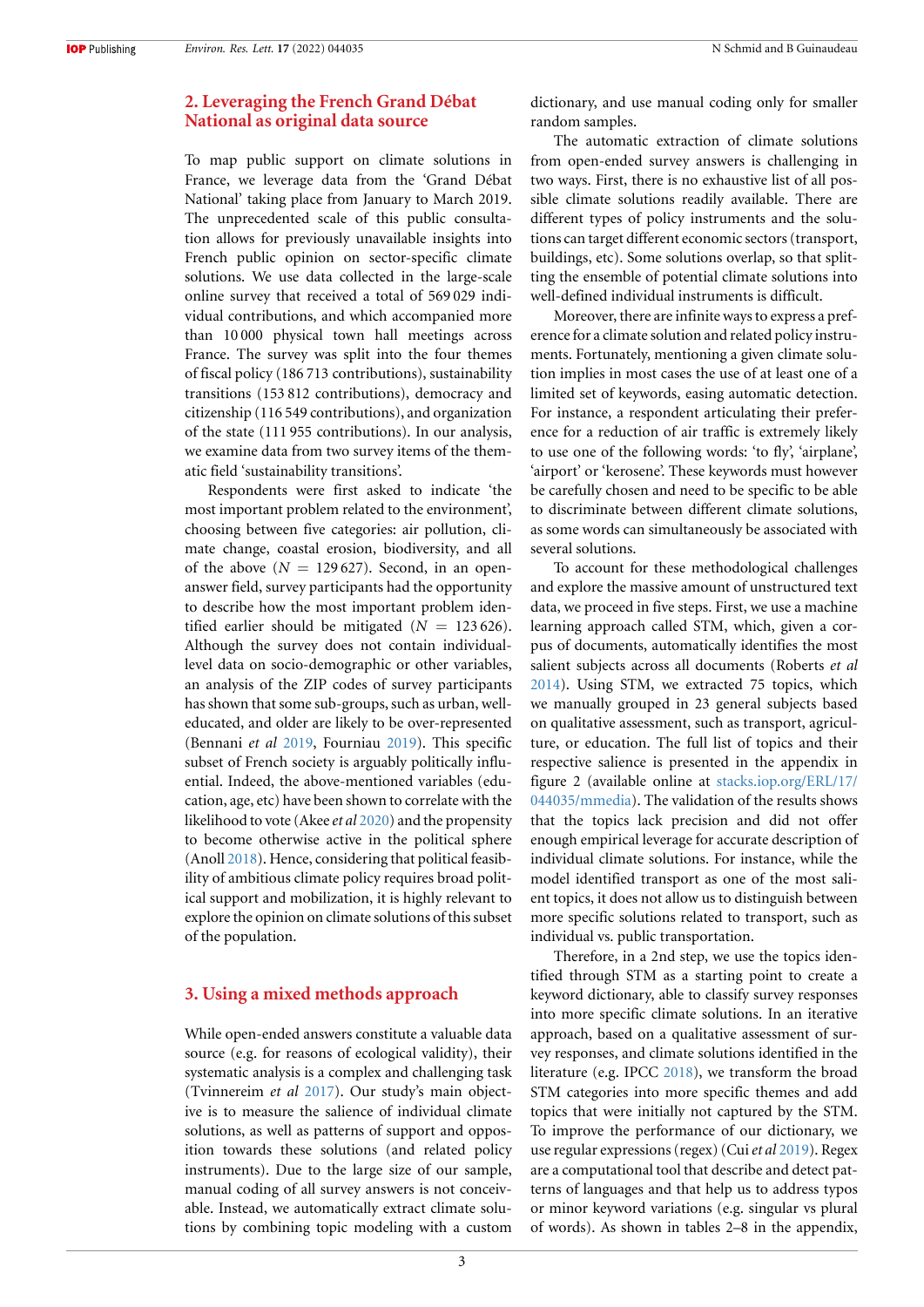## 2. Leveraging the French Grand Débat National as original data source

To map public support on climate solutions in France, we leverage data from the 'Grand Débat National' taking place from January to March 2019. The unprecedented scale of this public consultation allows for previously unavailable insights into French public opinion on sector-specific climate solutions. We use data collected in the large-scale online survey that received a total of 569 029 individual contributions, and which accompanied more than 10 000 physical town hall meetings across France. The survey was split into the four themes of fiscal policy (186 713 contributions), sustainability transitions (153 812 contributions), democracy and citizenship (116 549 contributions), and organization of the state (111 955 contributions). In our analysis, we examine data from two survey items of the thematic field 'sustainability transitions'.

Respondents were first asked to indicate 'the most important problem related to the environment', choosing between five categories: air pollution, climate change, coastal erosion, biodiversity, and all of the above ($N = 129\,627$). Second, in an open-answer field, survey participants had the opportunity to describe how the most important problem identified earlier should be mitigated ($N = 123\,626$). Although the survey does not contain individual-level data on socio-demographic or other variables, an analysis of the ZIP codes of survey participants has shown that some sub-groups, such as urban, well-educated, and older are likely to be over-represented (Bennani *et al* 2019, Fourniau 2019). This specific subset of French society is arguably politically influential. Indeed, the above-mentioned variables (education, age, etc) have been shown to correlate with the likelihood to vote (Akee *et al* 2020) and the propensity to become otherwise active in the political sphere (Anoll 2018). Hence, considering that political feasibility of ambitious climate policy requires broad political support and mobilization, it is highly relevant to explore the opinion on climate solutions of this subset of the population.

## 3. Using a mixed methods approach

While open-ended answers constitute a valuable data source (e.g. for reasons of ecological validity), their systematic analysis is a complex and challenging task (Tvinnereim *et al* 2017). Our study's main objective is to measure the salience of individual climate solutions, as well as patterns of support and opposition towards these solutions (and related policy instruments). Due to the large size of our sample, manual coding of all survey answers is not conceivable. Instead, we automatically extract climate solutions by combining topic modeling with a custom dictionary, and use manual coding only for smaller random samples.

The automatic extraction of climate solutions from open-ended survey answers is challenging in two ways. First, there is no exhaustive list of all possible climate solutions readily available. There are different types of policy instruments and the solutions can target different economic sectors (transport, buildings, etc). Some solutions overlap, so that splitting the ensemble of potential climate solutions into well-defined individual instruments is difficult.

Moreover, there are infinite ways to express a preference for a climate solution and related policy instruments. Fortunately, mentioning a given climate solution implies in most cases the use of at least one of a limited set of keywords, easing automatic detection. For instance, a respondent articulating their preference for a reduction of air traffic is extremely likely to use one of the following words: 'to fly', 'airplane', 'airport' or 'kerosene'. These keywords must however be carefully chosen and need to be specific to be able to discriminate between different climate solutions, as some words can simultaneously be associated with several solutions.

To account for these methodological challenges and explore the massive amount of unstructured text data, we proceed in five steps. First, we use a machine learning approach called STM, which, given a corpus of documents, automatically identifies the most salient subjects across all documents (Roberts *et al* 2014). Using STM, we extracted 75 topics, which we manually grouped in 23 general subjects based on qualitative assessment, such as transport, agriculture, or education. The full list of topics and their respective salience is presented in the appendix in figure 2 (available online at stacks.iop.org/ERL/17/044035/mmedia). The validation of the results shows that the topics lack precision and did not offer enough empirical leverage for accurate description of individual climate solutions. For instance, while the model identified transport as one of the most salient topics, it does not allow us to distinguish between more specific solutions related to transport, such as individual vs. public transportation.

Therefore, in a 2nd step, we use the topics identified through STM as a starting point to create a keyword dictionary, able to classify survey responses into more specific climate solutions. In an iterative approach, based on a qualitative assessment of survey responses, and climate solutions identified in the literature (e.g. IPCC 2018), we transform the broad STM categories into more specific themes and add topics that were initially not captured by the STM. To improve the performance of our dictionary, we use regular expressions (regex) (Cui *et al* 2019). Regex are a computational tool that describe and detect patterns of languages and that help us to address typos or minor keyword variations (e.g. singular vs plural of words). As shown in tables 2–8 in the appendix,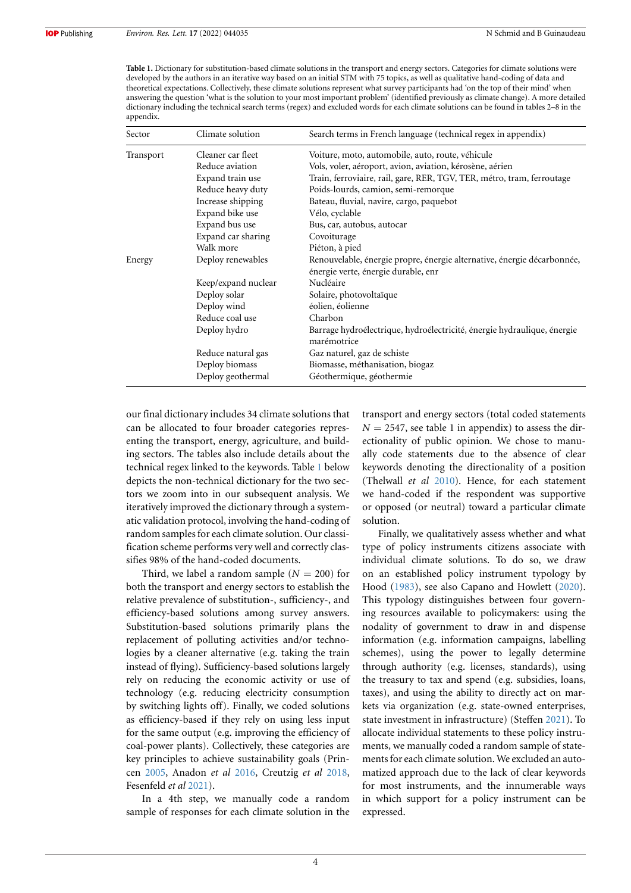**Table 1.** Dictionary for substitution-based climate solutions in the transport and energy sectors. Categories for climate solutions were developed by the authors in an iterative way based on an initial STM with 75 topics, as well as qualitative hand-coding of data and theoretical expectations. Collectively, these climate solutions represent what survey participants had 'on the top of their mind' when answering the question 'what is the solution to your most important problem' (identified previously as climate change). A more detailed dictionary including the technical search terms (regex) and excluded words for each climate solutions can be found in tables 2–8 in the appendix.

| Sector | Climate solution | Search terms in French language (technical regex in appendix) |
|---|---|---|
| Transport | Cleaner car fleet | Voiture, moto, automobile, auto, route, véhicule |
| | Reduce aviation | Vols, voler, aéroport, avion, aviation, kérosène, aérien |
| | Expand train use | Train, ferroviaire, rail, gare, RER, TGV, TER, métro, tram, ferroutage |
| | Reduce heavy duty | Poids-lourds, camion, semi-remorque |
| | Increase shipping | Bateau, fluvial, navire, cargo, paquebot |
| | Expand bike use | Vélo, cyclable |
| | Expand bus use | Bus, car, autobus, autocar |
| | Expand car sharing | Covoiturage |
| | Walk more | Piéton, à pied |
| Energy | Deploy renewables | Renouvelable, énergie propre, énergie alternative, énergie décarbonnée, énergie verte, énergie durable, enr |
| | Keep/expand nuclear | Nucléaire |
| | Deploy solar | Solaire, photovoltaïque |
| | Deploy wind | éolien, éolienne |
| | Reduce coal use | Charbon |
| | Deploy hydro | Barrage hydroélectrique, hydroélectricité, énergie hydraulique, énergie marémotrice |
| | Reduce natural gas | Gaz naturel, gaz de schiste |
| | Deploy biomass | Biomasse, méthanisation, biogaz |
| | Deploy geothermal | Géothermique, géothermie |

our final dictionary includes 34 climate solutions that can be allocated to four broader categories representing the transport, energy, agriculture, and building sectors. The tables also include details about the technical regex linked to the keywords. Table 1 below depicts the non-technical dictionary for the two sectors we zoom into in our subsequent analysis. We iteratively improved the dictionary through a systematic validation protocol, involving the hand-coding of random samples for each climate solution. Our classification scheme performs very well and correctly classifies 98% of the hand-coded documents.

Third, we label a random sample ($N = 200$) for both the transport and energy sectors to establish the relative prevalence of substitution-, sufficiency-, and efficiency-based solutions among survey answers. Substitution-based solutions primarily plans the replacement of polluting activities and/or technologies by a cleaner alternative (e.g. taking the train instead of flying). Sufficiency-based solutions largely rely on reducing the economic activity or use of technology (e.g. reducing electricity consumption by switching lights off). Finally, we coded solutions as efficiency-based if they rely on using less input for the same output (e.g. improving the efficiency of coal-power plants). Collectively, these categories are key principles to achieve sustainability goals (Princen 2005, Anadon *et al* 2016, Creutzig *et al* 2018, Fesenfeld *et al* 2021).

In a 4th step, we manually code a random sample of responses for each climate solution in the transport and energy sectors (total coded statements $N = 2547$, see table 1 in appendix) to assess the directionality of public opinion. We chose to manually code statements due to the absence of clear keywords denoting the directionality of a position (Thelwall *et al* 2010). Hence, for each statement we hand-coded if the respondent was supportive or opposed (or neutral) toward a particular climate solution.

Finally, we qualitatively assess whether and what type of policy instruments citizens associate with individual climate solutions. To do so, we draw on an established policy instrument typology by Hood (1983), see also Capano and Howlett (2020). This typology distinguishes between four governing resources available to policymakers: using the nodality of government to draw in and dispense information (e.g. information campaigns, labelling schemes), using the power to legally determine through authority (e.g. licenses, standards), using the treasury to tax and spend (e.g. subsidies, loans, taxes), and using the ability to directly act on markets via organization (e.g. state-owned enterprises, state investment in infrastructure) (Steffen 2021). To allocate individual statements to these policy instruments, we manually coded a random sample of statements for each climate solution. We excluded an automatized approach due to the lack of clear keywords for most instruments, and the innumerable ways in which support for a policy instrument can be expressed.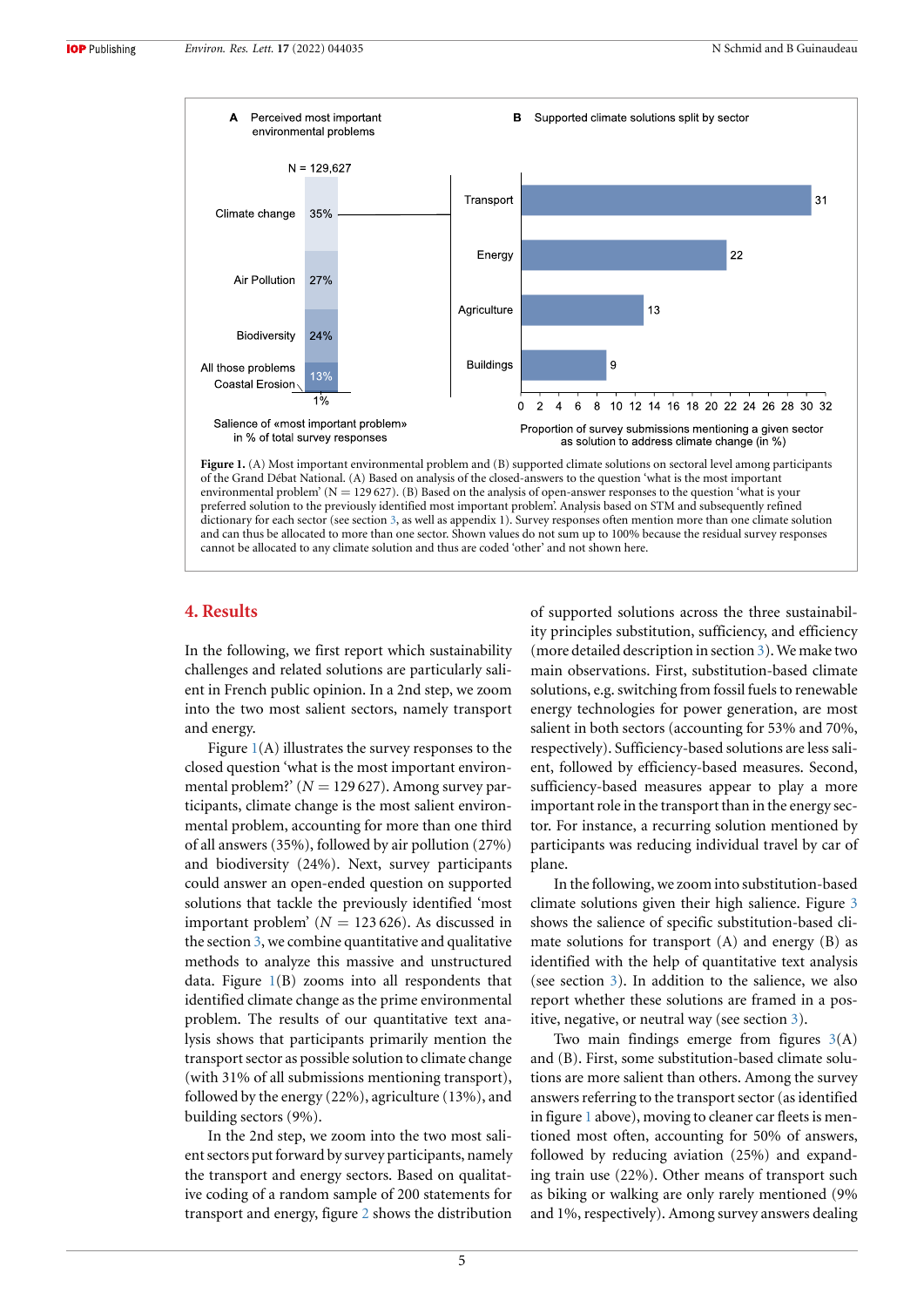A Perceived most important environmental problems

N = 129,627

Climate change 35%

Air Pollution 27%

Biodiversity 24%

All those problems 13%

Coastal Erosion 1%

Salience of «most important problem» in % of total survey responses

B Supported climate solutions split by sector

Transport 31

Energy 22

Agriculture 13

Buildings 9

0 2 4 6 8 10 12 14 16 18 20 22 24 26 28 30 32

Proportion of survey submissions mentioning a given sector as solution to address climate change (in %)

**Figure 1.** (A) Most important environmental problem and (B) supported climate solutions on sectoral level among participants of the Grand Débat National. (A) Based on analysis of the closed-answers to the question 'what is the most important environmental problem' (N = 129 627). (B) Based on the analysis of open-answer responses to the question 'what is your preferred solution to the previously identified most important problem'. Analysis based on STM and subsequently refined dictionary for each sector (see section 3, as well as appendix 1). Survey responses often mention more than one climate solution and can thus be allocated to more than one sector. Shown values do not sum up to 100% because the residual survey responses cannot be allocated to any climate solution and thus are coded 'other' and not shown here.

## 4. Results

In the following, we first report which sustainability challenges and related solutions are particularly salient in French public opinion. In a 2nd step, we zoom into the two most salient sectors, namely transport and energy.

Figure 1(A) illustrates the survey responses to the closed question 'what is the most important environmental problem?' ($N = 129\,627$). Among survey participants, climate change is the most salient environmental problem, accounting for more than one third of all answers (35%), followed by air pollution (27%) and biodiversity (24%). Next, survey participants could answer an open-ended question on supported solutions that tackle the previously identified 'most important problem' ($N = 123\,626$). As discussed in the section 3, we combine quantitative and qualitative methods to analyze this massive and unstructured data. Figure 1(B) zooms into all respondents that identified climate change as the prime environmental problem. The results of our quantitative text analysis shows that participants primarily mention the transport sector as possible solution to climate change (with 31% of all submissions mentioning transport), followed by the energy (22%), agriculture (13%), and building sectors (9%).

In the 2nd step, we zoom into the two most salient sectors put forward by survey participants, namely the transport and energy sectors. Based on qualitative coding of a random sample of 200 statements for transport and energy, figure 2 shows the distribution of supported solutions across the three sustainability principles substitution, sufficiency, and efficiency (more detailed description in section 3). We make two main observations. First, substitution-based climate solutions, e.g. switching from fossil fuels to renewable energy technologies for power generation, are most salient in both sectors (accounting for 53% and 70%, respectively). Sufficiency-based solutions are less salient, followed by efficiency-based measures. Second, sufficiency-based measures appear to play a more important role in the transport than in the energy sector. For instance, a recurring solution mentioned by participants was reducing individual travel by car of plane.

In the following, we zoom into substitution-based climate solutions given their high salience. Figure 3 shows the salience of specific substitution-based climate solutions for transport (A) and energy (B) as identified with the help of quantitative text analysis (see section 3). In addition to the salience, we also report whether these solutions are framed in a positive, negative, or neutral way (see section 3).

Two main findings emerge from figures 3(A) and (B). First, some substitution-based climate solutions are more salient than others. Among the survey answers referring to the transport sector (as identified in figure 1 above), moving to cleaner car fleets is mentioned most often, accounting for 50% of answers, followed by reducing aviation (25%) and expanding train use (22%). Other means of transport such as biking or walking are only rarely mentioned (9% and 1%, respectively). Among survey answers dealing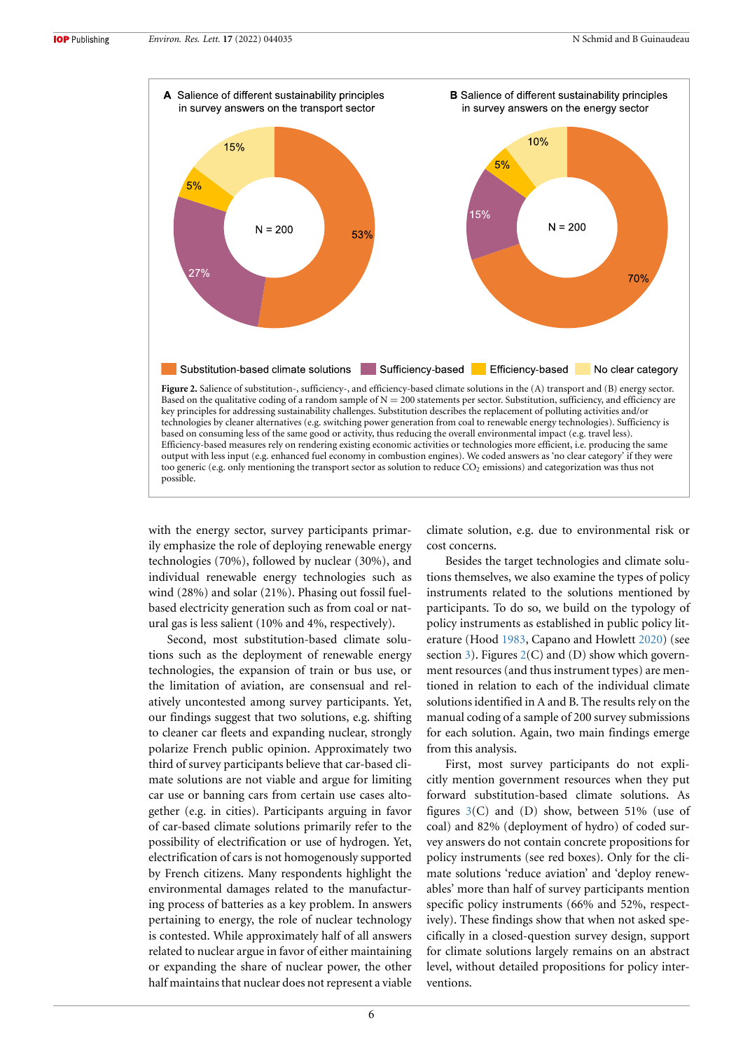A Salience of different sustainability principles in survey answers on the transport sector

15%

5%

27%

53%

N = 200

B Salience of different sustainability principles in survey answers on the energy sector

10%

5%

15%

70%

N = 200

Substitution-based climate solutions    Sufficiency-based    Efficiency-based    No clear category

**Figure 2.** Salience of substitution-, sufficiency-, and efficiency-based climate solutions in the (A) transport and (B) energy sector. Based on the qualitative coding of a random sample of N = 200 statements per sector. Substitution, sufficiency, and efficiency are key principles for addressing sustainability challenges. Substitution describes the replacement of polluting activities and/or technologies by cleaner alternatives (e.g. switching power generation from coal to renewable energy technologies). Sufficiency is based on consuming less of the same good or activity, thus reducing the overall environmental impact (e.g. travel less). Efficiency-based measures rely on rendering existing economic activities or technologies more efficient, i.e. producing the same output with less input (e.g. enhanced fuel economy in combustion engines). We coded answers as 'no clear category' if they were too generic (e.g. only mentioning the transport sector as solution to reduce $CO_2$ emissions) and categorization was thus not possible.

with the energy sector, survey participants primarily emphasize the role of deploying renewable energy technologies (70%), followed by nuclear (30%), and individual renewable energy technologies such as wind (28%) and solar (21%). Phasing out fossil fuel-based electricity generation such as from coal or natural gas is less salient (10% and 4%, respectively).

Second, most substitution-based climate solutions such as the deployment of renewable energy technologies, the expansion of train or bus use, or the limitation of aviation, are consensual and relatively uncontested among survey participants. Yet, our findings suggest that two solutions, e.g. shifting to cleaner car fleets and expanding nuclear, strongly polarize French public opinion. Approximately two third of survey participants believe that car-based climate solutions are not viable and argue for limiting car use or banning cars from certain use cases altogether (e.g. in cities). Participants arguing in favor of car-based climate solutions primarily refer to the possibility of electrification or use of hydrogen. Yet, electrification of cars is not homogenously supported by French citizens. Many respondents highlight the environmental damages related to the manufacturing process of batteries as a key problem. In answers pertaining to energy, the role of nuclear technology is contested. While approximately half of all answers related to nuclear argue in favor of either maintaining or expanding the share of nuclear power, the other half maintains that nuclear does not represent a viable climate solution, e.g. due to environmental risk or cost concerns.

Besides the target technologies and climate solutions themselves, we also examine the types of policy instruments related to the solutions mentioned by participants. To do so, we build on the typology of policy instruments as established in public policy literature (Hood 1983, Capano and Howlett 2020) (see section 3). Figures 2(C) and (D) show which government resources (and thus instrument types) are mentioned in relation to each of the individual climate solutions identified in A and B. The results rely on the manual coding of a sample of 200 survey submissions for each solution. Again, two main findings emerge from this analysis.

First, most survey participants do not explicitly mention government resources when they put forward substitution-based climate solutions. As figures 3(C) and (D) show, between 51% (use of coal) and 82% (deployment of hydro) of coded survey answers do not contain concrete propositions for policy instruments (see red boxes). Only for the climate solutions 'reduce aviation' and 'deploy renewables' more than half of survey participants mention specific policy instruments (66% and 52%, respectively). These findings show that when not asked specifically in a closed-question survey design, support for climate solutions largely remains on an abstract level, without detailed propositions for policy interventions.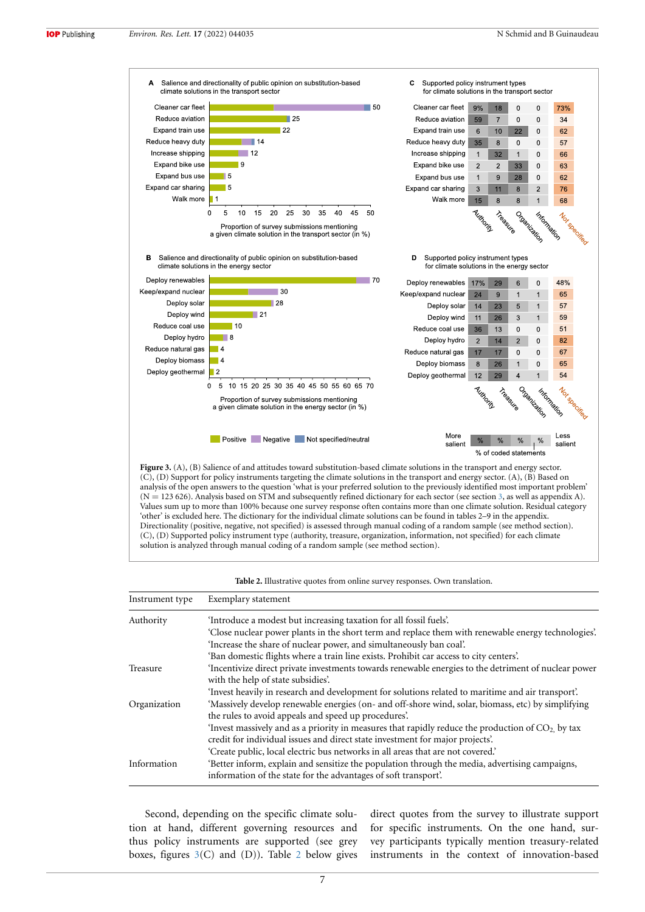A Salience and directionality of public opinion on substitution-based climate solutions in the transport sector

Cleaner car fleet 50
Reduce aviation 25
Expand train use 22
Reduce heavy duty 14
Increase shipping 12
Expand bike use 9
Expand bus use 5
Expand car sharing 5
Walk more 1

0 5 10 15 20 25 30 35 40 45 50

Proportion of survey submissions mentioning a given climate solution in the transport sector (in %)

B Salience and directionality of public opinion on substitution-based climate solutions in the energy sector

Deploy renewables 70
Keep/expand nuclear 30
Deploy solar 28
Deploy wind 21
Reduce coal use 10
Deploy hydro 8
Reduce natural gas 4
Deploy biomass 4
Deploy geothermal 2

0 5 10 15 20 25 30 35 40 45 50 55 60 65 70

Proportion of survey submissions mentioning a given climate solution in the energy sector (in %)

Positive Negative Not specified/neutral

C Supported policy instrument types for climate solutions in the transport sector

| | Authority | Treasure | Organization | Information | Not specified |
|---|---|---|---|---|---|
| Cleaner car fleet | 9% | 18 | 0 | 0 | 73% |
| Reduce aviation | 59 | 7 | 0 | 0 | 34 |
| Expand train use | 6 | 10 | 22 | 0 | 62 |
| Reduce heavy duty | 35 | 8 | 0 | 0 | 57 |
| Increase shipping | 1 | 32 | 1 | 0 | 66 |
| Expand bike use | 2 | 2 | 33 | 0 | 63 |
| Expand bus use | 1 | 9 | 28 | 0 | 62 |
| Expand car sharing | 3 | 11 | 8 | 2 | 76 |
| Walk more | 15 | 8 | 8 | 1 | 68 |

D Supported policy instrument types for climate solutions in the energy sector

| | Authority | Treasure | Organization | Information | Not specified |
|---|---|---|---|---|---|
| Deploy renewables | 17% | 29 | 6 | 0 | 48% |
| Keep/expand nuclear | 24 | 9 | 1 | 1 | 65 |
| Deploy solar | 14 | 23 | 5 | 1 | 57 |
| Deploy wind | 11 | 26 | 3 | 1 | 59 |
| Reduce coal use | 36 | 13 | 0 | 0 | 51 |
| Deploy hydro | 2 | 14 | 2 | 0 | 82 |
| Reduce natural gas | 17 | 17 | 0 | 0 | 67 |
| Deploy biomass | 8 | 26 | 1 | 0 | 65 |
| Deploy geothermal | 12 | 29 | 4 | 1 | 54 |

More salient % % % % Less salient

% of coded statements

**Figure 3.** (A), (B) Salience of and attitudes toward substitution-based climate solutions in the transport and energy sector. (C), (D) Support for policy instruments targeting the climate solutions in the transport and energy sector. (A), (B) Based on analysis of the open answers to the question 'what is your preferred solution to the previously identified most important problem' (N = 123 626). Analysis based on STM and subsequently refined dictionary for each sector (see section 3, as well as appendix A). Values sum up to more than 100% because one survey response often contains more than one climate solution. Residual category 'other' is excluded here. The dictionary for the individual climate solutions can be found in tables 2–9 in the appendix. Directionality (positive, negative, not specified) is assessed through manual coding of a random sample (see method section). (C), (D) Supported policy instrument type (authority, treasure, organization, information, not specified) for each climate solution is analyzed through manual coding of a random sample (see method section).

**Table 2.** Illustrative quotes from online survey responses. Own translation.

| Instrument type | Exemplary statement |
|---|---|
| Authority | 'Introduce a modest but increasing taxation for all fossil fuels'. |
| | 'Close nuclear power plants in the short term and replace them with renewable energy technologies'. |
| | 'Increase the share of nuclear power, and simultaneously ban coal'. |
| | 'Ban domestic flights where a train line exists. Prohibit car access to city centers'. |
| Treasure | 'Incentivize direct private investments towards renewable energies to the detriment of nuclear power with the help of state subsidies'. |
| | 'Invest heavily in research and development for solutions related to maritime and air transport'. |
| Organization | 'Massively develop renewable energies (on- and off-shore wind, solar, biomass, etc) by simplifying the rules to avoid appeals and speed up procedures'. |
| | 'Invest massively and as a priority in measures that rapidly reduce the production of $CO_2$ by tax credit for individual issues and direct state investment for major projects'. |
| | 'Create public, local electric bus networks in all areas that are not covered.' |
| Information | 'Better inform, explain and sensitize the population through the media, advertising campaigns, information of the state for the advantages of soft transport'. |

Second, depending on the specific climate solution at hand, different governing resources and thus policy instruments are supported (see grey boxes, figures 3(C) and (D)). Table 2 below gives direct quotes from the survey to illustrate support for specific instruments. On the one hand, survey participants typically mention treasury-related instruments in the context of innovation-based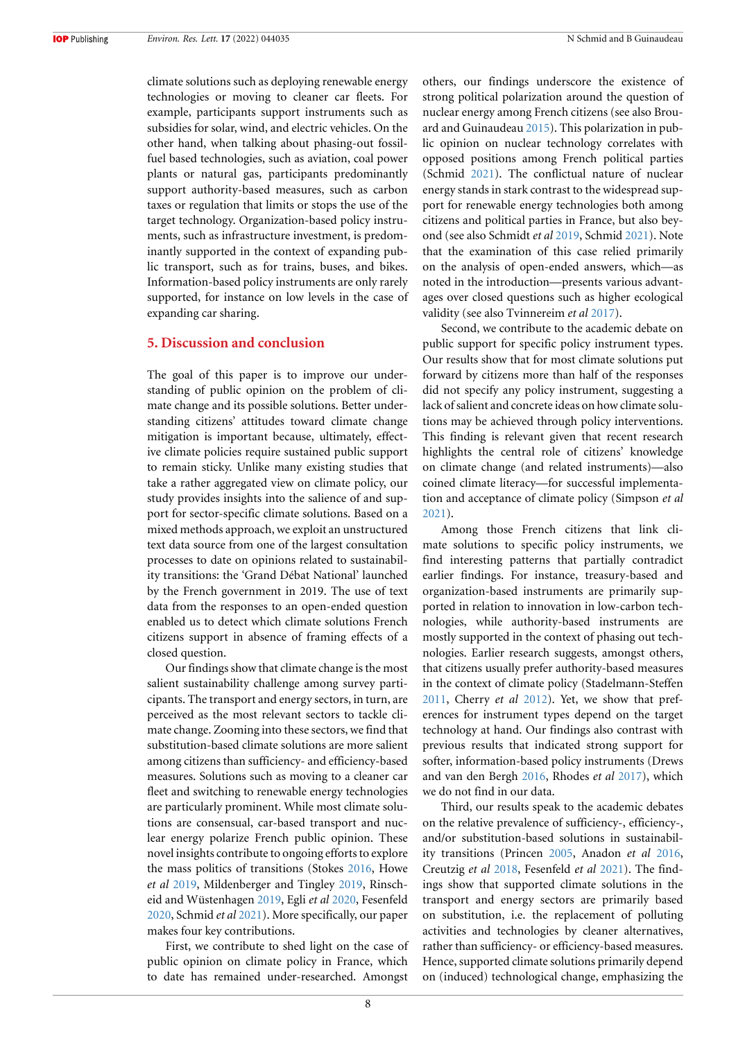climate solutions such as deploying renewable energy technologies or moving to cleaner car fleets. For example, participants support instruments such as subsidies for solar, wind, and electric vehicles. On the other hand, when talking about phasing-out fossil-fuel based technologies, such as aviation, coal power plants or natural gas, participants predominantly support authority-based measures, such as carbon taxes or regulation that limits or stops the use of the target technology. Organization-based policy instruments, such as infrastructure investment, is predominantly supported in the context of expanding public transport, such as for trains, buses, and bikes. Information-based policy instruments are only rarely supported, for instance on low levels in the case of expanding car sharing.

## 5. Discussion and conclusion

The goal of this paper is to improve our understanding of public opinion on the problem of climate change and its possible solutions. Better understanding citizens' attitudes toward climate change mitigation is important because, ultimately, effective climate policies require sustained public support to remain sticky. Unlike many existing studies that take a rather aggregated view on climate policy, our study provides insights into the salience of and support for sector-specific climate solutions. Based on a mixed methods approach, we exploit an unstructured text data source from one of the largest consultation processes to date on opinions related to sustainability transitions: the 'Grand Débat National' launched by the French government in 2019. The use of text data from the responses to an open-ended question enabled us to detect which climate solutions French citizens support in absence of framing effects of a closed question.

Our findings show that climate change is the most salient sustainability challenge among survey participants. The transport and energy sectors, in turn, are perceived as the most relevant sectors to tackle climate change. Zooming into these sectors, we find that substitution-based climate solutions are more salient among citizens than sufficiency- and efficiency-based measures. Solutions such as moving to a cleaner car fleet and switching to renewable energy technologies are particularly prominent. While most climate solutions are consensual, car-based transport and nuclear energy polarize French public opinion. These novel insights contribute to ongoing efforts to explore the mass politics of transitions (Stokes 2016, Howe *et al* 2019, Mildenberger and Tingley 2019, Rinscheid and Wüstenhagen 2019, Egli *et al* 2020, Fesenfeld 2020, Schmid *et al* 2021). More specifically, our paper makes four key contributions.

First, we contribute to shed light on the case of public opinion on climate policy in France, which to date has remained under-researched. Amongst others, our findings underscore the existence of strong political polarization around the question of nuclear energy among French citizens (see also Brouard and Guinaudeau 2015). This polarization in public opinion on nuclear technology correlates with opposed positions among French political parties (Schmid 2021). The conflictual nature of nuclear energy stands in stark contrast to the widespread support for renewable energy technologies both among citizens and political parties in France, but also beyond (see also Schmidt *et al* 2019, Schmid 2021). Note that the examination of this case relied primarily on the analysis of open-ended answers, which—as noted in the introduction—presents various advantages over closed questions such as higher ecological validity (see also Tvinnereim *et al* 2017).

Second, we contribute to the academic debate on public support for specific policy instrument types. Our results show that for most climate solutions put forward by citizens more than half of the responses did not specify any policy instrument, suggesting a lack of salient and concrete ideas on how climate solutions may be achieved through policy interventions. This finding is relevant given that recent research highlights the central role of citizens' knowledge on climate change (and related instruments)—also coined climate literacy—for successful implementation and acceptance of climate policy (Simpson *et al* 2021).

Among those French citizens that link climate solutions to specific policy instruments, we find interesting patterns that partially contradict earlier findings. For instance, treasury-based and organization-based instruments are primarily supported in relation to innovation in low-carbon technologies, while authority-based instruments are mostly supported in the context of phasing out technologies. Earlier research suggests, amongst others, that citizens usually prefer authority-based measures in the context of climate policy (Stadelmann-Steffen 2011, Cherry *et al* 2012). Yet, we show that preferences for instrument types depend on the target technology at hand. Our findings also contrast with previous results that indicated strong support for softer, information-based policy instruments (Drews and van den Bergh 2016, Rhodes *et al* 2017), which we do not find in our data.

Third, our results speak to the academic debates on the relative prevalence of sufficiency-, efficiency-, and/or substitution-based solutions in sustainability transitions (Princen 2005, Anadon *et al* 2016, Creutzig *et al* 2018, Fesenfeld *et al* 2021). The findings show that supported climate solutions in the transport and energy sectors are primarily based on substitution, i.e. the replacement of polluting activities and technologies by cleaner alternatives, rather than sufficiency- or efficiency-based measures. Hence, supported climate solutions primarily depend on (induced) technological change, emphasizing the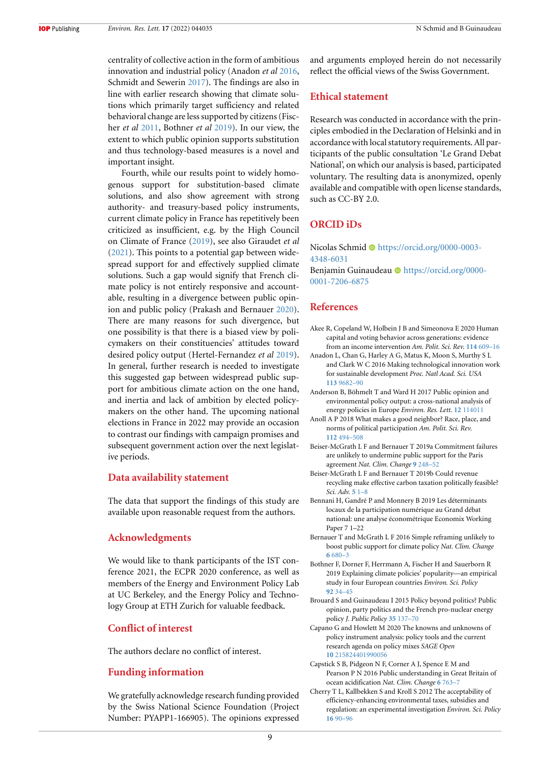centrality of collective action in the form of ambitious innovation and industrial policy (Anadon *et al* 2016, Schmidt and Sewerin 2017). The findings are also in line with earlier research showing that climate solutions which primarily target sufficiency and related behavioral change are less supported by citizens (Fischer *et al* 2011, Bothner *et al* 2019). In our view, the extent to which public opinion supports substitution and thus technology-based measures is a novel and important insight.

Fourth, while our results point to widely homogenous support for substitution-based climate solutions, and also show agreement with strong authority- and treasury-based policy instruments, current climate policy in France has repetitively been criticized as insufficient, e.g. by the High Council on Climate of France (2019), see also Giraudet *et al* (2021). This points to a potential gap between widespread support for and effectively supplied climate solutions. Such a gap would signify that French climate policy is not entirely responsive and accountable, resulting in a divergence between public opinion and public policy (Prakash and Bernauer 2020). There are many reasons for such divergence, but one possibility is that there is a biased view by policymakers on their constituencies' attitudes toward desired policy output (Hertel-Fernandez *et al* 2019). In general, further research is needed to investigate this suggested gap between widespread public support for ambitious climate action on the one hand, and inertia and lack of ambition by elected policymakers on the other hand. The upcoming national elections in France in 2022 may provide an occasion to contrast our findings with campaign promises and subsequent government action over the next legislative periods.

## Data availability statement

The data that support the findings of this study are available upon reasonable request from the authors.

## Acknowledgments

We would like to thank participants of the IST conference 2021, the ECPR 2020 conference, as well as members of the Energy and Environment Policy Lab at UC Berkeley, and the Energy Policy and Technology Group at ETH Zurich for valuable feedback.

## Conflict of interest

The authors declare no conflict of interest.

## Funding information

We gratefully acknowledge research funding provided by the Swiss National Science Foundation (Project Number: PYAPP1-166905). The opinions expressed and arguments employed herein do not necessarily reflect the official views of the Swiss Government.

## Ethical statement

Research was conducted in accordance with the principles embodied in the Declaration of Helsinki and in accordance with local statutory requirements. All participants of the public consultation 'Le Grand Debat National', on which our analysis is based, participated voluntary. The resulting data is anonymized, openly available and compatible with open license standards, such as CC-BY 2.0.

## ORCID iDs

Nicolas Schmid https://orcid.org/0000-0003-4348-6031
Benjamin Guinaudeau https://orcid.org/0000-0001-7206-6875

## References

Akee R, Copeland W, Holbein J B and Simeonova E 2020 Human capital and voting behavior across generations: evidence from an income intervention *Am. Polit. Sci. Rev.* **114** 609–16

Anadon L, Chan G, Harley A G, Matus K, Moon S, Murthy S L and Clark W C 2016 Making technological innovation work for sustainable development *Proc. Natl Acad. Sci. USA* **113** 9682–90

Anderson B, Böhmelt T and Ward H 2017 Public opinion and environmental policy output: a cross-national analysis of energy policies in Europe *Environ. Res. Lett.* **12** 114011

Anoll A P 2018 What makes a good neighbor? Race, place, and norms of political participation *Am. Polit. Sci. Rev.* **112** 494–508

Beiser-McGrath L F and Bernauer T 2019a Commitment failures are unlikely to undermine public support for the Paris agreement *Nat. Clim. Change* **9** 248–52

Beiser-McGrath L F and Bernauer T 2019b Could revenue recycling make effective carbon taxation politically feasible? *Sci. Adv.* **5** 1–8

Bennani H, Gandré P and Monnery B 2019 Les déterminants locaux de la participation numérique au Grand débat national: une analyse économétrique Economix Working Paper 7 1–22

Bernauer T and McGrath L F 2016 Simple reframing unlikely to boost public support for climate policy *Nat. Clim. Change* **6** 680–3

Bothner F, Dorner F, Herrmann A, Fischer H and Sauerborn R 2019 Explaining climate policies' popularity—an empirical study in four European countries *Environ. Sci. Policy* **92** 34–45

Brouard S and Guinaudeau I 2015 Policy beyond politics? Public opinion, party politics and the French pro-nuclear energy policy *J. Public Policy* **35** 137–70

Capano G and Howlett M 2020 The knowns and unknowns of policy instrument analysis: policy tools and the current research agenda on policy mixes *SAGE Open* **10** 215824401990056

Capstick S B, Pidgeon N F, Corner A J, Spence E M and Pearson P N 2016 Public understanding in Great Britain of ocean acidification *Nat. Clim. Change* **6** 763–7

Cherry T L, Kallbekken S and Kroll S 2012 The acceptability of efficiency-enhancing environmental taxes, subsidies and regulation: an experimental investigation *Environ. Sci. Policy* **16** 90–96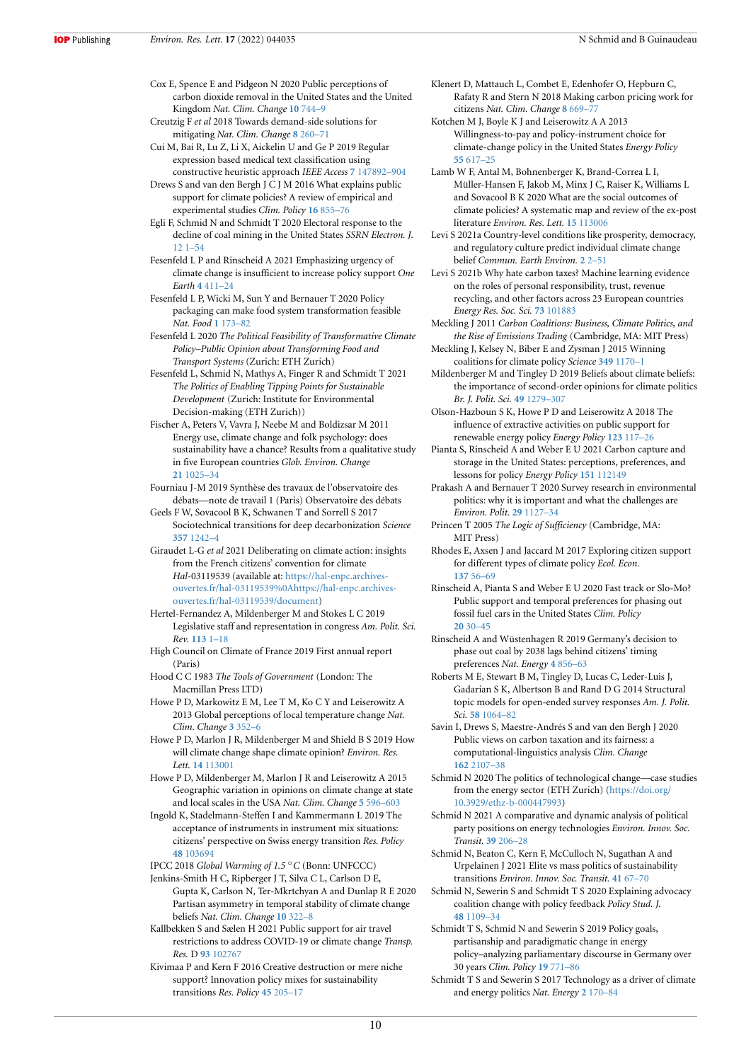Cox E, Spence E and Pidgeon N 2020 Public perceptions of carbon dioxide removal in the United States and the United Kingdom *Nat. Clim. Change* **10** 744–9

Creutzig F *et al* 2018 Towards demand-side solutions for mitigating *Nat. Clim. Change* **8** 260–71

Cui M, Bai R, Lu Z, Li X, Aickelin U and Ge P 2019 Regular expression based medical text classification using constructive heuristic approach *IEEE Access* **7** 147892–904

Drews S and van den Bergh J C J M 2016 What explains public support for climate policies? A review of empirical and experimental studies *Clim. Policy* **16** 855–76

Egli F, Schmid N and Schmidt T 2020 Electoral response to the decline of coal mining in the United States *SSRN Electron. J.* **12** 1–54

Fesenfeld L P and Rinscheid A 2021 Emphasizing urgency of climate change is insufficient to increase policy support *One Earth* **4** 411–24

Fesenfeld L P, Wicki M, Sun Y and Bernauer T 2020 Policy packaging can make food system transformation feasible *Nat. Food* **1** 173–82

Fesenfeld L 2020 *The Political Feasibility of Transformative Climate Policy–Public Opinion about Transforming Food and Transport Systems* (Zurich: ETH Zurich)

Fesenfeld L, Schmid N, Mathys A, Finger R and Schmidt T 2021 *The Politics of Enabling Tipping Points for Sustainable Development* (Zurich: Institute for Environmental Decision-making (ETH Zurich))

Fischer A, Peters V, Vavra J, Neebe M and Boldizsar M 2011 Energy use, climate change and folk psychology: does sustainability have a chance? Results from a qualitative study in five European countries *Glob. Environ. Change* **21** 1025–34

Fourniau J-M 2019 Synthèse des travaux de l'observatoire des débats—note de travail 1 (Paris) Observatoire des débats

Geels F W, Sovacool B K, Schwanen T and Sorrell S 2017 Sociotechnical transitions for deep decarbonization *Science* **357** 1242–4

Giraudet L-G *et al* 2021 Deliberating on climate action: insights from the French citizens' convention for climate *Hal*-03119539 (available at: https://hal-enpc.archives-ouvertes.fr/hal-03119539%0Ahttps://hal-enpc.archives-ouvertes.fr/hal-03119539/document)

Hertel-Fernandez A, Mildenberger M and Stokes L C 2019 Legislative staff and representation in congress *Am. Polit. Sci. Rev.* **113** 1–18

High Council on Climate of France 2019 First annual report (Paris)

Hood C C 1983 *The Tools of Government* (London: The Macmillan Press LTD)

Howe P D, Markowitz E M, Lee T M, Ko C Y and Leiserowitz A 2013 Global perceptions of local temperature change *Nat. Clim. Change* **3** 352–6

Howe P D, Marlon J R, Mildenberger M and Shield B S 2019 How will climate change shape climate opinion? *Environ. Res. Lett.* **14** 113001

Howe P D, Mildenberger M, Marlon J R and Leiserowitz A 2015 Geographic variation in opinions on climate change at state and local scales in the USA *Nat. Clim. Change* **5** 596–603

Ingold K, Stadelmann-Steffen I and Kammermann L 2019 The acceptance of instruments in instrument mix situations: citizens' perspective on Swiss energy transition *Res. Policy* **48** 103694

IPCC 2018 *Global Warming of 1.5 °C* (Bonn: UNFCCC)

Jenkins-Smith H C, Ripberger J T, Silva C L, Carlson D E, Gupta K, Carlson N, Ter-Mkrtchyan A and Dunlap R E 2020 Partisan asymmetry in temporal stability of climate change beliefs *Nat. Clim. Change* **10** 322–8

Kallbekken S and Sælen H 2021 Public support for air travel restrictions to address COVID-19 or climate change *Transp. Res.* D **93** 102767

Kivimaa P and Kern F 2016 Creative destruction or mere niche support? Innovation policy mixes for sustainability transitions *Res. Policy* **45** 205–17

Klenert D, Mattauch L, Combet E, Edenhofer O, Hepburn C, Rafaty R and Stern N 2018 Making carbon pricing work for citizens *Nat. Clim. Change* **8** 669–77

Kotchen M J, Boyle K J and Leiserowitz A A 2013 Willingness-to-pay and policy-instrument choice for climate-change policy in the United States *Energy Policy* **55** 617–25

Lamb W F, Antal M, Bohnenberger K, Brand-Correa L I, Müller-Hansen F, Jakob M, Minx J C, Raiser K, Williams L and Sovacool B K 2020 What are the social outcomes of climate policies? A systematic map and review of the ex-post literature *Environ. Res. Lett.* **15** 113006

Levi S 2021a Country-level conditions like prosperity, democracy, and regulatory culture predict individual climate change belief *Commun. Earth Environ.* **2** 2–51

Levi S 2021b Why hate carbon taxes? Machine learning evidence on the roles of personal responsibility, trust, revenue recycling, and other factors across 23 European countries *Energy Res. Soc. Sci.* **73** 101883

Meckling J 2011 *Carbon Coalitions: Business, Climate Politics, and the Rise of Emissions Trading* (Cambridge, MA: MIT Press)

Meckling J, Kelsey N, Biber E and Zysman J 2015 Winning coalitions for climate policy *Science* **349** 1170–1

Mildenberger M and Tingley D 2019 Beliefs about climate beliefs: the importance of second-order opinions for climate politics *Br. J. Polit. Sci.* **49** 1279–307

Olson-Hazboun S K, Howe P D and Leiserowitz A 2018 The influence of extractive activities on public support for renewable energy policy *Energy Policy* **123** 117–26

Pianta S, Rinscheid A and Weber E U 2021 Carbon capture and storage in the United States: perceptions, preferences, and lessons for policy *Energy Policy* **151** 112149

Prakash A and Bernauer T 2020 Survey research in environmental politics: why it is important and what the challenges are *Environ. Polit.* **29** 1127–34

Princen T 2005 *The Logic of Sufficiency* (Cambridge, MA: MIT Press)

Rhodes E, Axsen J and Jaccard M 2017 Exploring citizen support for different types of climate policy *Ecol. Econ.* **137** 56–69

Rinscheid A, Pianta S and Weber E U 2020 Fast track or Slo-Mo? Public support and temporal preferences for phasing out fossil fuel cars in the United States *Clim. Policy* **20** 30–45

Rinscheid A and Wüstenhagen R 2019 Germany's decision to phase out coal by 2038 lags behind citizens' timing preferences *Nat. Energy* **4** 856–63

Roberts M E, Stewart B M, Tingley D, Lucas C, Leder-Luis J, Gadarian S K, Albertson B and Rand D G 2014 Structural topic models for open-ended survey responses *Am. J. Polit. Sci.* **58** 1064–82

Savin I, Drews S, Maestre-Andrés S and van den Bergh J 2020 Public views on carbon taxation and its fairness: a computational-linguistics analysis *Clim. Change* **162** 2107–38

Schmid N 2020 The politics of technological change—case studies from the energy sector (ETH Zurich) (https://doi.org/10.3929/ethz-b-000447993)

Schmid N 2021 A comparative and dynamic analysis of political party positions on energy technologies *Environ. Innov. Soc. Transit.* **39** 206–28

Schmid N, Beaton C, Kern F, McCulloch N, Sugathan A and Urpelainen J 2021 Elite vs mass politics of sustainability transitions *Environ. Innov. Soc. Transit.* **41** 67–70

Schmid N, Sewerin S and Schmidt T S 2020 Explaining advocacy coalition change with policy feedback *Policy Stud. J.* **48** 1109–34

Schmidt T S, Schmid N and Sewerin S 2019 Policy goals, partisanship and paradigmatic change in energy policy–analyzing parliamentary discourse in Germany over 30 years *Clim. Policy* **19** 771–86

Schmidt T S and Sewerin S 2017 Technology as a driver of climate and energy politics *Nat. Energy* **2** 170–84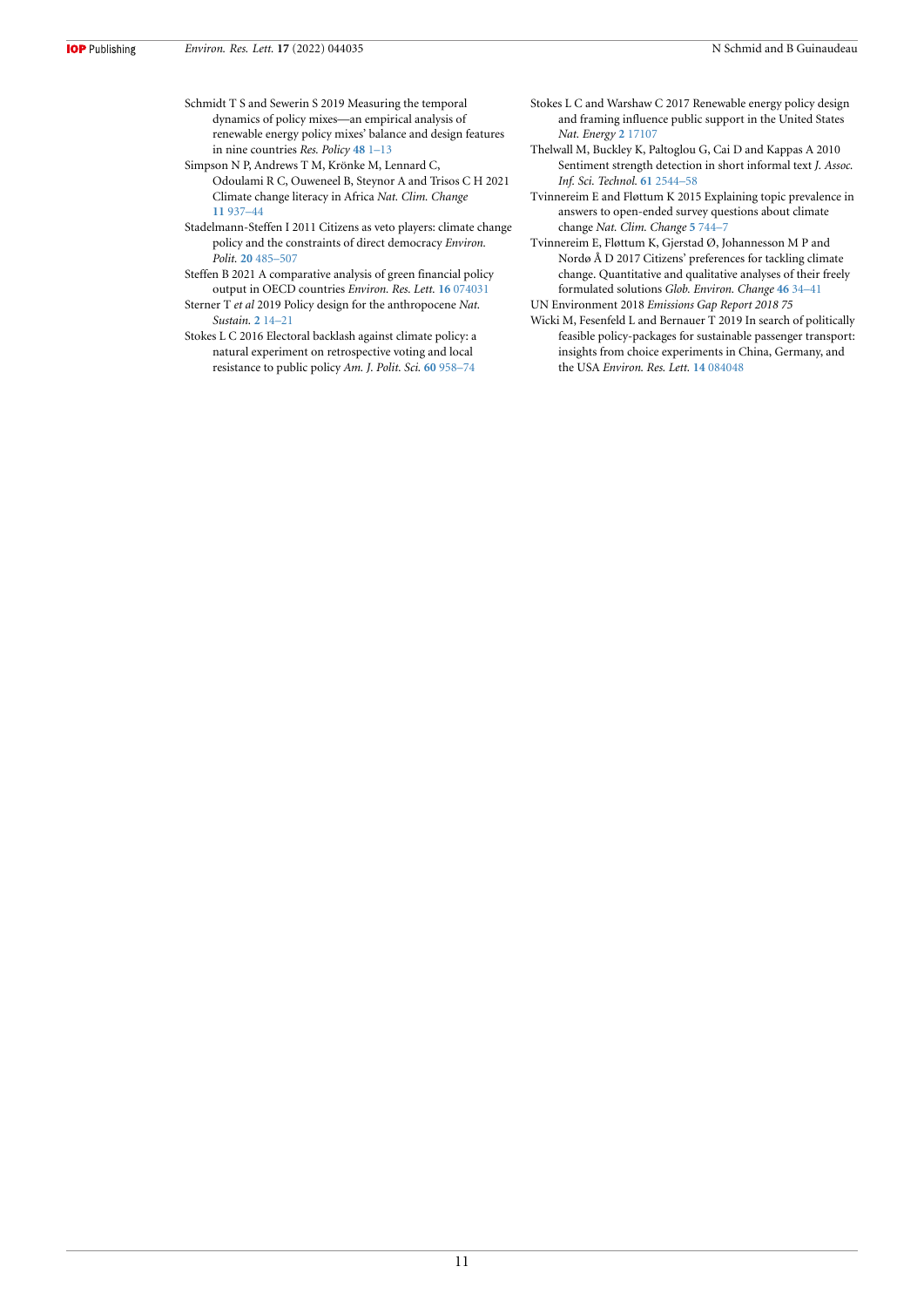Schmidt T S and Sewerin S 2019 Measuring the temporal dynamics of policy mixes—an empirical analysis of renewable energy policy mixes' balance and design features in nine countries *Res. Policy* **48** 1–13

Simpson N P, Andrews T M, Krönke M, Lennard C, Odoulami R C, Ouweneel B, Steynor A and Trisos C H 2021 Climate change literacy in Africa *Nat. Clim. Change* **11** 937–44

Stadelmann-Steffen I 2011 Citizens as veto players: climate change policy and the constraints of direct democracy *Environ. Polit.* **20** 485–507

Steffen B 2021 A comparative analysis of green financial policy output in OECD countries *Environ. Res. Lett.* **16** 074031

Sterner T *et al* 2019 Policy design for the anthropocene *Nat. Sustain.* **2** 14–21

Stokes L C 2016 Electoral backlash against climate policy: a natural experiment on retrospective voting and local resistance to public policy *Am. J. Polit. Sci.* **60** 958–74

Stokes L C and Warshaw C 2017 Renewable energy policy design and framing influence public support in the United States *Nat. Energy* **2** 17107

Thelwall M, Buckley K, Paltoglou G, Cai D and Kappas A 2010 Sentiment strength detection in short informal text *J. Assoc. Inf. Sci. Technol.* **61** 2544–58

Tvinnereim E and Fløttum K 2015 Explaining topic prevalence in answers to open-ended survey questions about climate change *Nat. Clim. Change* **5** 744–7

Tvinnereim E, Fløttum K, Gjerstad Ø, Johannesson M P and Nordø Å D 2017 Citizens' preferences for tackling climate change. Quantitative and qualitative analyses of their freely formulated solutions *Glob. Environ. Change* **46** 34–41

UN Environment 2018 *Emissions Gap Report 2018 75*

Wicki M, Fesenfeld L and Bernauer T 2019 In search of politically feasible policy-packages for sustainable passenger transport: insights from choice experiments in China, Germany, and the USA *Environ. Res. Lett.* **14** 084048